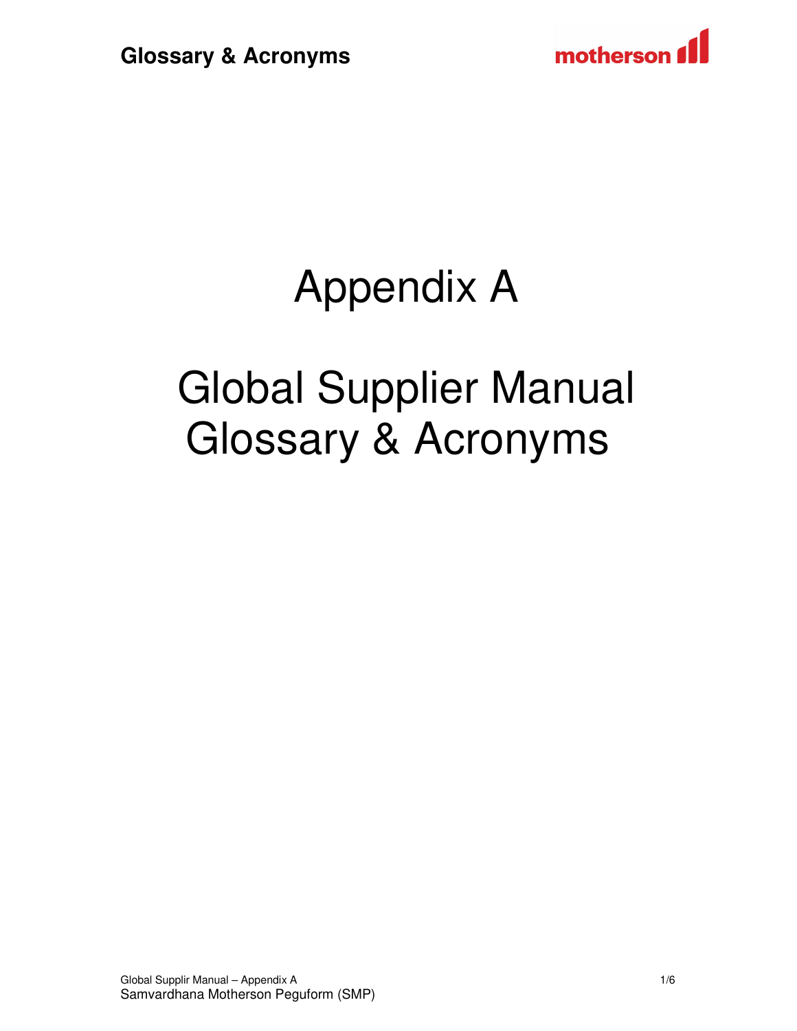# Appendix A

# Global Supplier Manual Glossary & Acronyms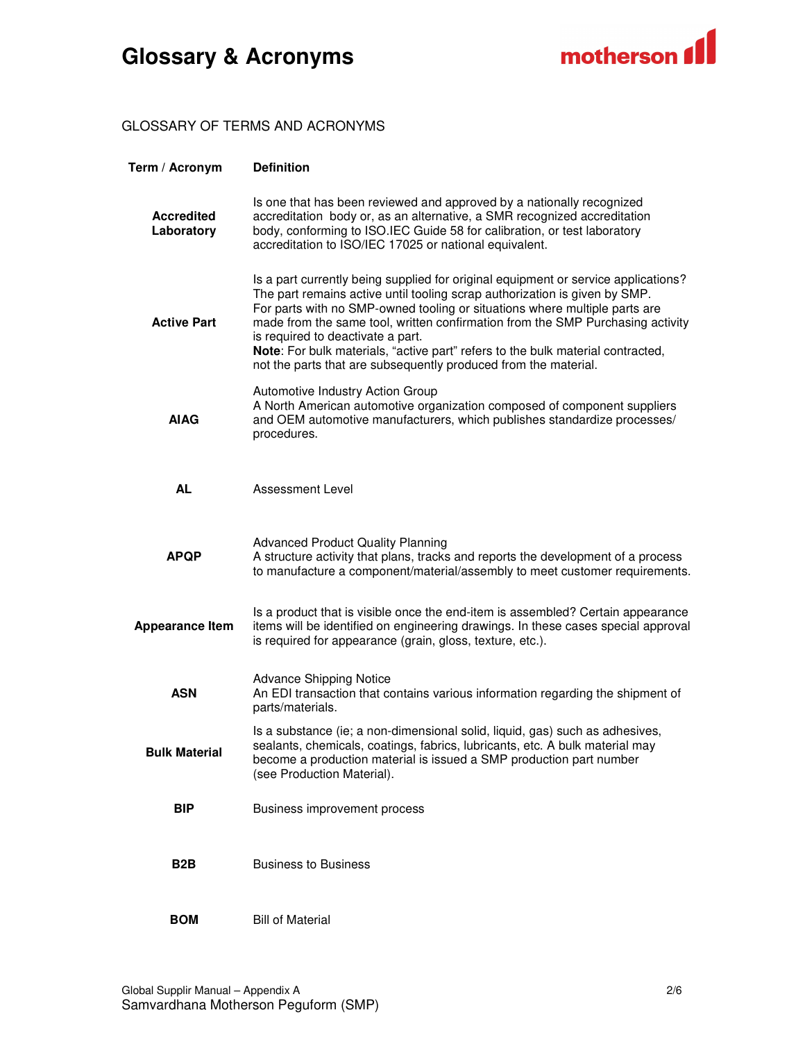# Glossary & Acronyms

GLOSSARY OF TERMS AND ACRONYMS

| Term / Acronym | Definition |
|---|---|
| **Accredited Laboratory** | Is one that has been reviewed and approved by a nationally recognized accreditation body or, as an alternative, a SMR recognized accreditation body, conforming to ISO.IEC Guide 58 for calibration, or test laboratory accreditation to ISO/IEC 17025 or national equivalent. |
| **Active Part** | Is a part currently being supplied for original equipment or service applications? The part remains active until tooling scrap authorization is given by SMP. For parts with no SMP-owned tooling or situations where multiple parts are made from the same tool, written confirmation from the SMP Purchasing activity is required to deactivate a part. **Note**: For bulk materials, "active part" refers to the bulk material contracted, not the parts that are subsequently produced from the material. |
| **AIAG** | Automotive Industry Action Group<br>A North American automotive organization composed of component suppliers and OEM automotive manufacturers, which publishes standardize processes/ procedures. |
| **AL** | Assessment Level |
| **APQP** | Advanced Product Quality Planning<br>A structure activity that plans, tracks and reports the development of a process to manufacture a component/material/assembly to meet customer requirements. |
| **Appearance Item** | Is a product that is visible once the end-item is assembled? Certain appearance items will be identified on engineering drawings. In these cases special approval is required for appearance (grain, gloss, texture, etc.). |
| **ASN** | Advance Shipping Notice<br>An EDI transaction that contains various information regarding the shipment of parts/materials. |
| **Bulk Material** | Is a substance (ie; a non-dimensional solid, liquid, gas) such as adhesives, sealants, chemicals, coatings, fabrics, lubricants, etc. A bulk material may become a production material is issued a SMP production part number (see Production Material). |
| **BIP** | Business improvement process |
| **B2B** | Business to Business |
| **BOM** | Bill of Material |

Global Supplir Manual – Appendix A
Samvardhana Motherson Peguform (SMP)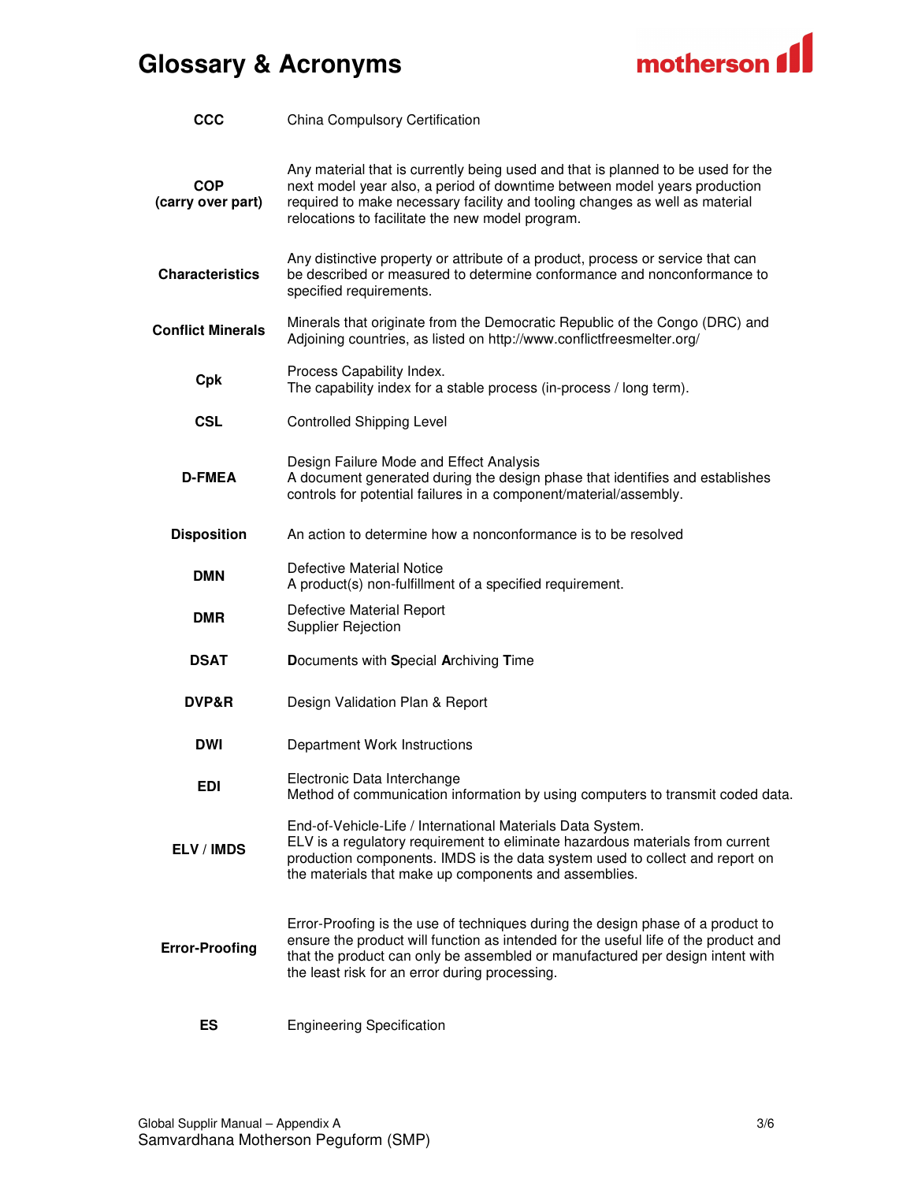# Glossary & Acronyms

| | |
|---|---|
| **CCC** | China Compulsory Certification |
| **COP (carry over part)** | Any material that is currently being used and that is planned to be used for the next model year also, a period of downtime between model years production required to make necessary facility and tooling changes as well as material relocations to facilitate the new model program. |
| **Characteristics** | Any distinctive property or attribute of a product, process or service that can be described or measured to determine conformance and nonconformance to specified requirements. |
| **Conflict Minerals** | Minerals that originate from the Democratic Republic of the Congo (DRC) and Adjoining countries, as listed on http://www.conflictfreesmelter.org/ |
| **Cpk** | Process Capability Index.<br>The capability index for a stable process (in-process / long term). |
| **CSL** | Controlled Shipping Level |
| **D-FMEA** | Design Failure Mode and Effect Analysis<br>A document generated during the design phase that identifies and establishes controls for potential failures in a component/material/assembly. |
| **Disposition** | An action to determine how a nonconformance is to be resolved |
| **DMN** | Defective Material Notice<br>A product(s) non-fulfillment of a specified requirement. |
| **DMR** | Defective Material Report<br>Supplier Rejection |
| **DSAT** | **D**ocuments with **S**pecial **A**rchiving **T**ime |
| **DVP&R** | Design Validation Plan & Report |
| **DWI** | Department Work Instructions |
| **EDI** | Electronic Data Interchange<br>Method of communication information by using computers to transmit coded data. |
| **ELV / IMDS** | End-of-Vehicle-Life / International Materials Data System.<br>ELV is a regulatory requirement to eliminate hazardous materials from current production components. IMDS is the data system used to collect and report on the materials that make up components and assemblies. |
| **Error-Proofing** | Error-Proofing is the use of techniques during the design phase of a product to ensure the product will function as intended for the useful life of the product and that the product can only be assembled or manufactured per design intent with the least risk for an error during processing. |
| **ES** | Engineering Specification |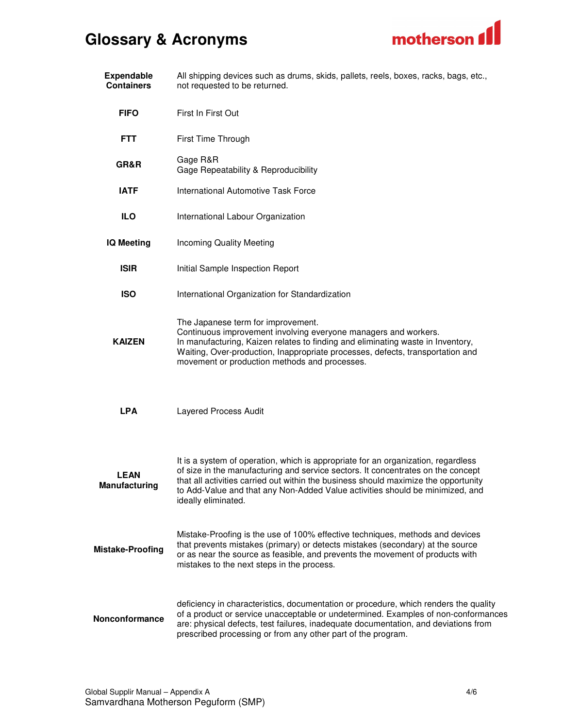# Glossary & Acronyms

| Term | Definition |
|---|---|
| **Expendable Containers** | All shipping devices such as drums, skids, pallets, reels, boxes, racks, bags, etc., not requested to be returned. |
| **FIFO** | First In First Out |
| **FTT** | First Time Through |
| **GR&R** | Gage R&R<br>Gage Repeatability & Reproducibility |
| **IATF** | International Automotive Task Force |
| **ILO** | International Labour Organization |
| **IQ Meeting** | Incoming Quality Meeting |
| **ISIR** | Initial Sample Inspection Report |
| **ISO** | International Organization for Standardization |
| **KAIZEN** | The Japanese term for improvement.<br>Continuous improvement involving everyone managers and workers.<br>In manufacturing, Kaizen relates to finding and eliminating waste in Inventory, Waiting, Over-production, Inappropriate processes, defects, transportation and movement or production methods and processes. |
| **LPA** | Layered Process Audit |
| **LEAN Manufacturing** | It is a system of operation, which is appropriate for an organization, regardless of size in the manufacturing and service sectors. It concentrates on the concept that all activities carried out within the business should maximize the opportunity to Add-Value and that any Non-Added Value activities should be minimized, and ideally eliminated. |
| **Mistake-Proofing** | Mistake-Proofing is the use of 100% effective techniques, methods and devices that prevents mistakes (primary) or detects mistakes (secondary) at the source or as near the source as feasible, and prevents the movement of products with mistakes to the next steps in the process. |
| **Nonconformance** | deficiency in characteristics, documentation or procedure, which renders the quality of a product or service unacceptable or undetermined. Examples of non-conformances are: physical defects, test failures, inadequate documentation, and deviations from prescribed processing or from any other part of the program. |

Global Supplir Manual – Appendix A
Samvardhana Motherson Peguform (SMP)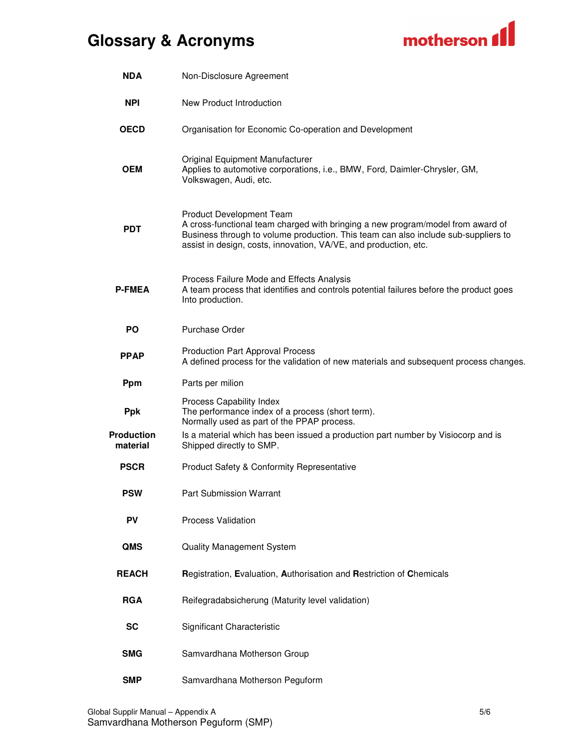# Glossary & Acronyms

| | |
|---|---|
| **NDA** | Non-Disclosure Agreement |
| **NPI** | New Product Introduction |
| **OECD** | Organisation for Economic Co-operation and Development |
| **OEM** | Original Equipment Manufacturer<br>Applies to automotive corporations, i.e., BMW, Ford, Daimler-Chrysler, GM, Volkswagen, Audi, etc. |
| **PDT** | Product Development Team<br>A cross-functional team charged with bringing a new program/model from award of Business through to volume production. This team can also include sub-suppliers to assist in design, costs, innovation, VA/VE, and production, etc. |
| **P-FMEA** | Process Failure Mode and Effects Analysis<br>A team process that identifies and controls potential failures before the product goes Into production. |
| **PO** | Purchase Order |
| **PPAP** | Production Part Approval Process<br>A defined process for the validation of new materials and subsequent process changes. |
| **Ppm** | Parts per milion |
| **Ppk** | Process Capability Index<br>The performance index of a process (short term).<br>Normally used as part of the PPAP process. |
| **Production material** | Is a material which has been issued a production part number by Visiocorp and is Shipped directly to SMP. |
| **PSCR** | Product Safety & Conformity Representative |
| **PSW** | Part Submission Warrant |
| **PV** | Process Validation |
| **QMS** | Quality Management System |
| **REACH** | **R**egistration, **E**valuation, **A**uthorisation and **R**estriction of **C**hemicals |
| **RGA** | Reifegradabsicherung (Maturity level validation) |
| **SC** | Significant Characteristic |
| **SMG** | Samvardhana Motherson Group |
| **SMP** | Samvardhana Motherson Peguform |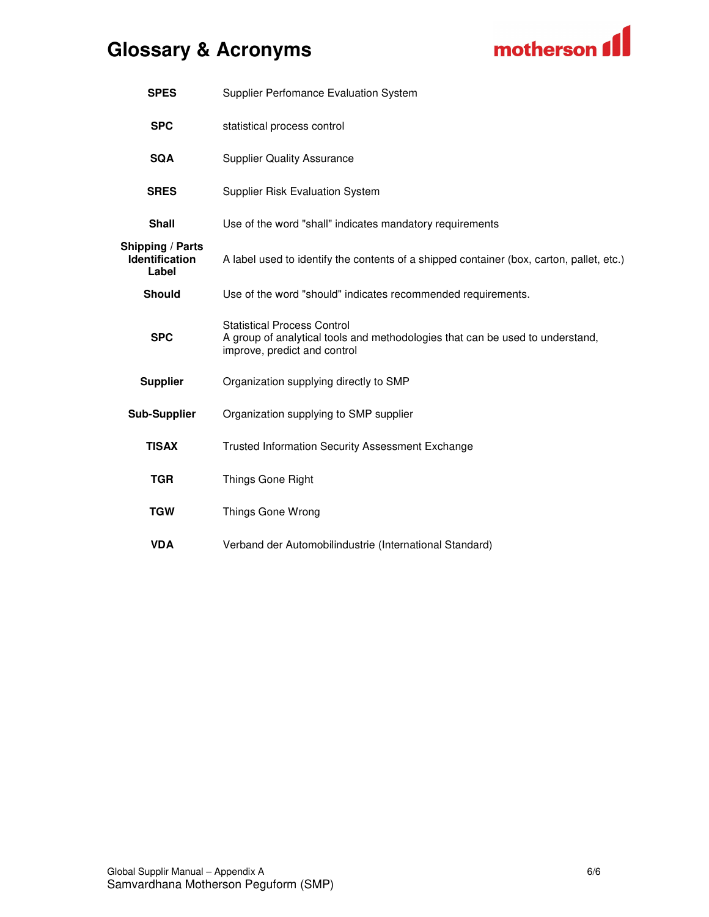# Glossary & Acronyms

| | |
|---|---|
| **SPES** | Supplier Perfomance Evaluation System |
| **SPC** | statistical process control |
| **SQA** | Supplier Quality Assurance |
| **SRES** | Supplier Risk Evaluation System |
| **Shall** | Use of the word "shall" indicates mandatory requirements |
| **Shipping / Parts Identification Label** | A label used to identify the contents of a shipped container (box, carton, pallet, etc.) |
| **Should** | Use of the word "should" indicates recommended requirements. |
| **SPC** | Statistical Process Control<br>A group of analytical tools and methodologies that can be used to understand, improve, predict and control |
| **Supplier** | Organization supplying directly to SMP |
| **Sub-Supplier** | Organization supplying to SMP supplier |
| **TISAX** | Trusted Information Security Assessment Exchange |
| **TGR** | Things Gone Right |
| **TGW** | Things Gone Wrong |
| **VDA** | Verband der Automobilindustrie (International Standard) |